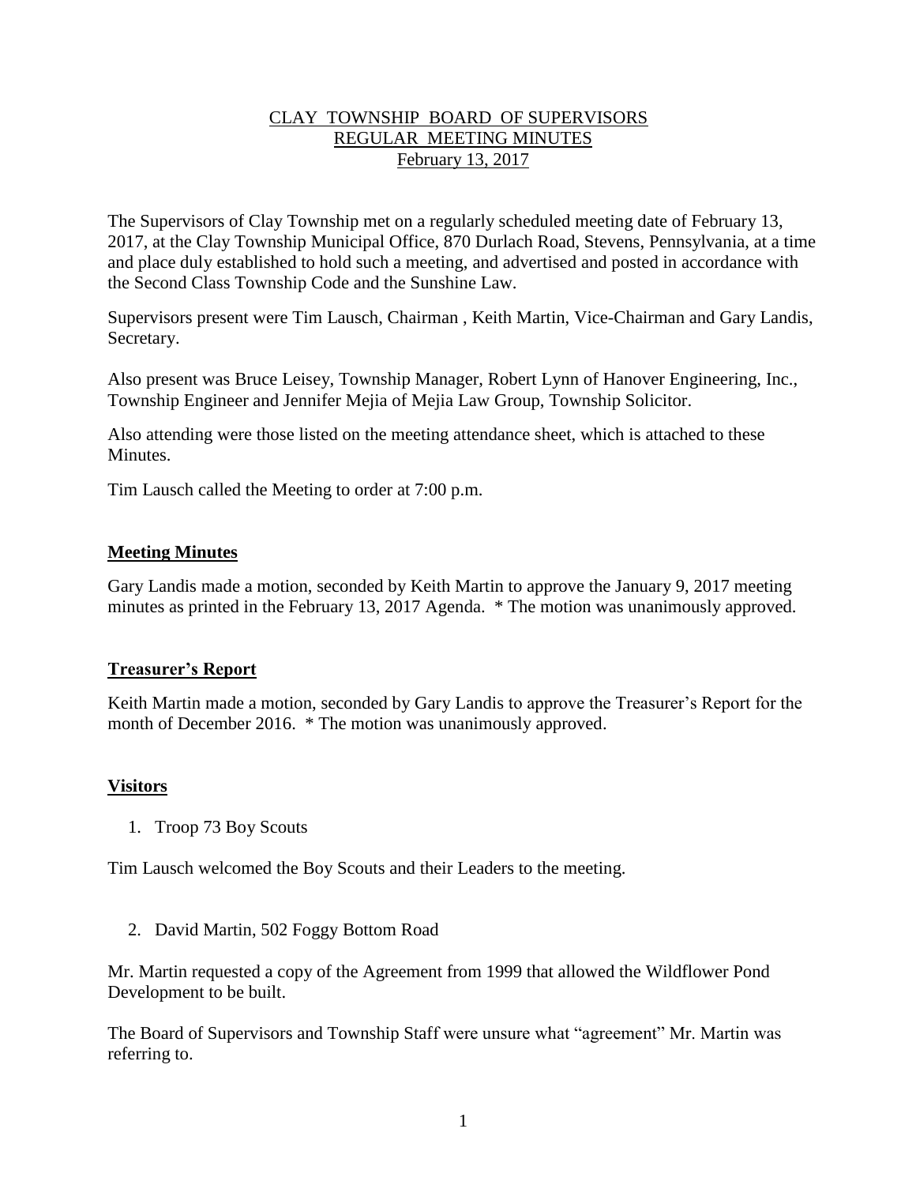# CLAY TOWNSHIP BOARD OF SUPERVISORS
## REGULAR MEETING MINUTES
### February 13, 2017

The Supervisors of Clay Township met on a regularly scheduled meeting date of February 13, 2017, at the Clay Township Municipal Office, 870 Durlach Road, Stevens, Pennsylvania, at a time and place duly established to hold such a meeting, and advertised and posted in accordance with the Second Class Township Code and the Sunshine Law.

Supervisors present were Tim Lausch, Chairman , Keith Martin, Vice-Chairman and Gary Landis, Secretary.

Also present was Bruce Leisey, Township Manager, Robert Lynn of Hanover Engineering, Inc., Township Engineer and Jennifer Mejia of Mejia Law Group, Township Solicitor.

Also attending were those listed on the meeting attendance sheet, which is attached to these Minutes.

Tim Lausch called the Meeting to order at 7:00 p.m.

## Meeting Minutes

Gary Landis made a motion, seconded by Keith Martin to approve the January 9, 2017 meeting minutes as printed in the February 13, 2017 Agenda. * The motion was unanimously approved.

## Treasurer's Report

Keith Martin made a motion, seconded by Gary Landis to approve the Treasurer's Report for the month of December 2016. * The motion was unanimously approved.

## Visitors

1. Troop 73 Boy Scouts

Tim Lausch welcomed the Boy Scouts and their Leaders to the meeting.

2. David Martin, 502 Foggy Bottom Road

Mr. Martin requested a copy of the Agreement from 1999 that allowed the Wildflower Pond Development to be built.

The Board of Supervisors and Township Staff were unsure what "agreement" Mr. Martin was referring to.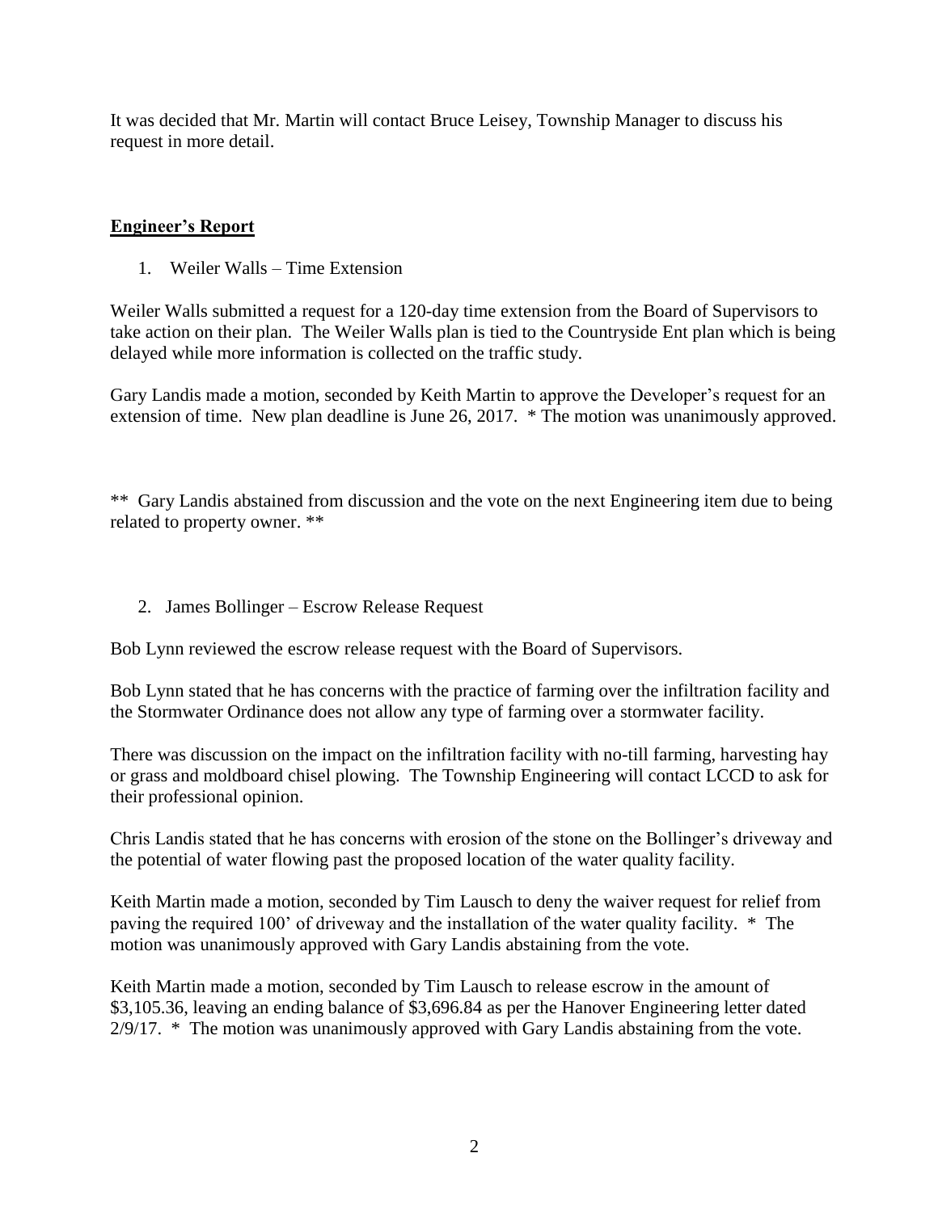It was decided that Mr. Martin will contact Bruce Leisey, Township Manager to discuss his request in more detail.

## **Engineer's Report**

1. Weiler Walls – Time Extension

Weiler Walls submitted a request for a 120-day time extension from the Board of Supervisors to take action on their plan. The Weiler Walls plan is tied to the Countryside Ent plan which is being delayed while more information is collected on the traffic study.

Gary Landis made a motion, seconded by Keith Martin to approve the Developer's request for an extension of time. New plan deadline is June 26, 2017. * The motion was unanimously approved.

** Gary Landis abstained from discussion and the vote on the next Engineering item due to being related to property owner. **

2. James Bollinger – Escrow Release Request

Bob Lynn reviewed the escrow release request with the Board of Supervisors.

Bob Lynn stated that he has concerns with the practice of farming over the infiltration facility and the Stormwater Ordinance does not allow any type of farming over a stormwater facility.

There was discussion on the impact on the infiltration facility with no-till farming, harvesting hay or grass and moldboard chisel plowing. The Township Engineering will contact LCCD to ask for their professional opinion.

Chris Landis stated that he has concerns with erosion of the stone on the Bollinger's driveway and the potential of water flowing past the proposed location of the water quality facility.

Keith Martin made a motion, seconded by Tim Lausch to deny the waiver request for relief from paving the required 100' of driveway and the installation of the water quality facility. * The motion was unanimously approved with Gary Landis abstaining from the vote.

Keith Martin made a motion, seconded by Tim Lausch to release escrow in the amount of $3,105.36, leaving an ending balance of $3,696.84 as per the Hanover Engineering letter dated 2/9/17. * The motion was unanimously approved with Gary Landis abstaining from the vote.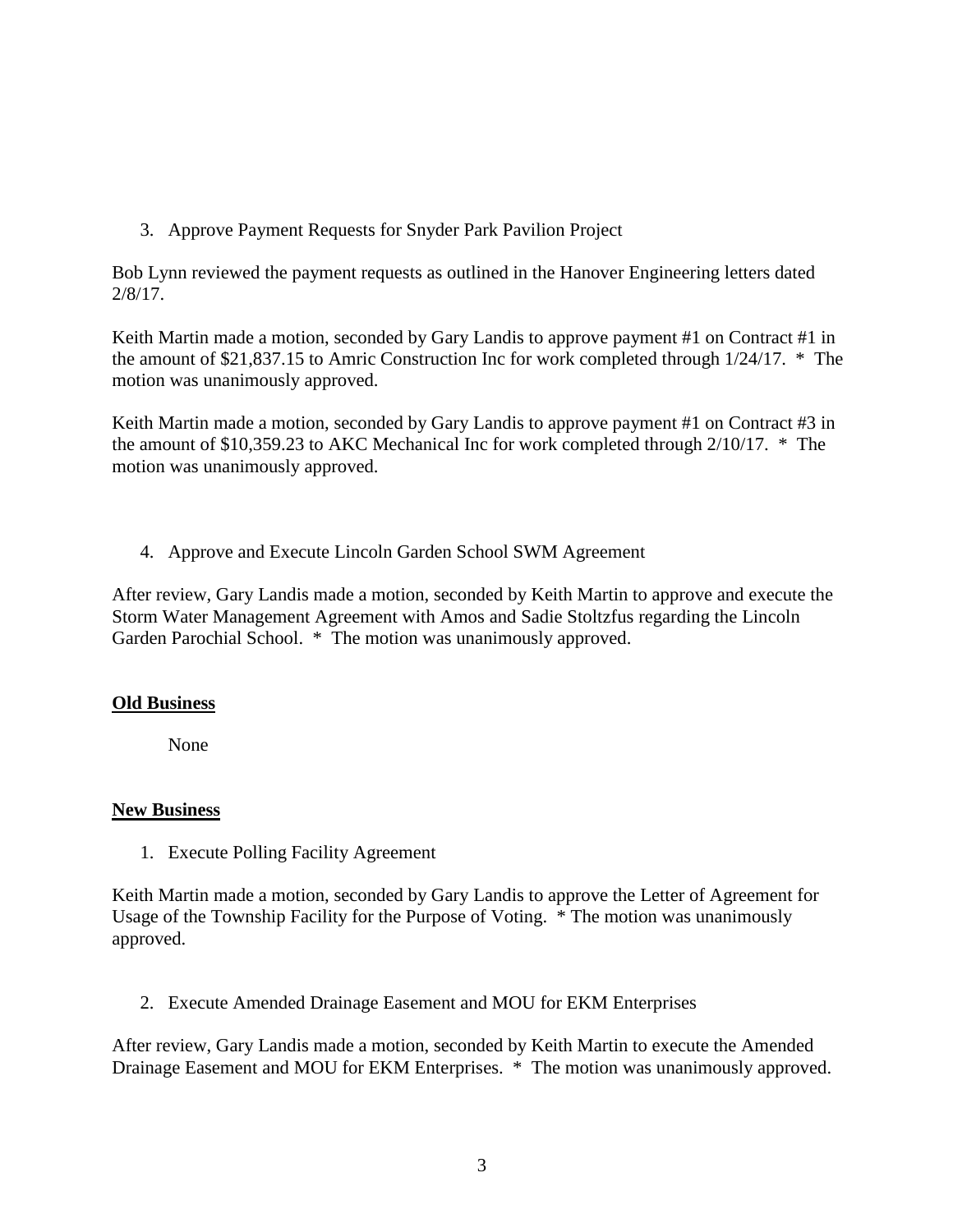3. Approve Payment Requests for Snyder Park Pavilion Project

Bob Lynn reviewed the payment requests as outlined in the Hanover Engineering letters dated 2/8/17.

Keith Martin made a motion, seconded by Gary Landis to approve payment #1 on Contract #1 in the amount of $21,837.15 to Amric Construction Inc for work completed through 1/24/17. * The motion was unanimously approved.

Keith Martin made a motion, seconded by Gary Landis to approve payment #1 on Contract #3 in the amount of $10,359.23 to AKC Mechanical Inc for work completed through 2/10/17. * The motion was unanimously approved.

4. Approve and Execute Lincoln Garden School SWM Agreement

After review, Gary Landis made a motion, seconded by Keith Martin to approve and execute the Storm Water Management Agreement with Amos and Sadie Stoltzfus regarding the Lincoln Garden Parochial School. * The motion was unanimously approved.

**Old Business**

None

**New Business**

1. Execute Polling Facility Agreement

Keith Martin made a motion, seconded by Gary Landis to approve the Letter of Agreement for Usage of the Township Facility for the Purpose of Voting. * The motion was unanimously approved.

2. Execute Amended Drainage Easement and MOU for EKM Enterprises

After review, Gary Landis made a motion, seconded by Keith Martin to execute the Amended Drainage Easement and MOU for EKM Enterprises. * The motion was unanimously approved.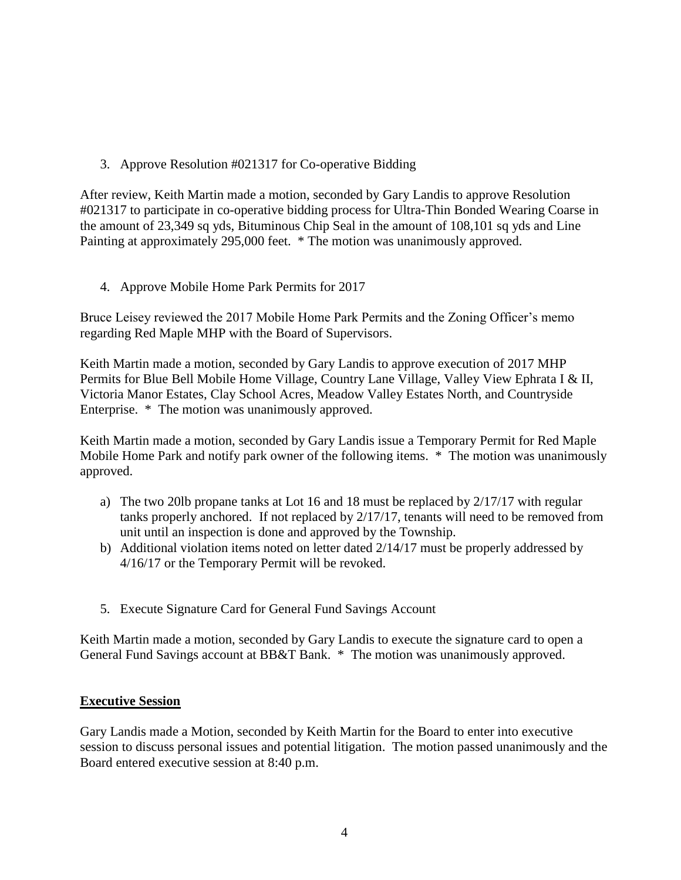3. Approve Resolution #021317 for Co-operative Bidding

After review, Keith Martin made a motion, seconded by Gary Landis to approve Resolution #021317 to participate in co-operative bidding process for Ultra-Thin Bonded Wearing Coarse in the amount of 23,349 sq yds, Bituminous Chip Seal in the amount of 108,101 sq yds and Line Painting at approximately 295,000 feet. * The motion was unanimously approved.

4. Approve Mobile Home Park Permits for 2017

Bruce Leisey reviewed the 2017 Mobile Home Park Permits and the Zoning Officer's memo regarding Red Maple MHP with the Board of Supervisors.

Keith Martin made a motion, seconded by Gary Landis to approve execution of 2017 MHP Permits for Blue Bell Mobile Home Village, Country Lane Village, Valley View Ephrata I & II, Victoria Manor Estates, Clay School Acres, Meadow Valley Estates North, and Countryside Enterprise. * The motion was unanimously approved.

Keith Martin made a motion, seconded by Gary Landis issue a Temporary Permit for Red Maple Mobile Home Park and notify park owner of the following items. * The motion was unanimously approved.

a) The two 20lb propane tanks at Lot 16 and 18 must be replaced by 2/17/17 with regular tanks properly anchored. If not replaced by 2/17/17, tenants will need to be removed from unit until an inspection is done and approved by the Township.
b) Additional violation items noted on letter dated 2/14/17 must be properly addressed by 4/16/17 or the Temporary Permit will be revoked.

5. Execute Signature Card for General Fund Savings Account

Keith Martin made a motion, seconded by Gary Landis to execute the signature card to open a General Fund Savings account at BB&T Bank. * The motion was unanimously approved.

**Executive Session**

Gary Landis made a Motion, seconded by Keith Martin for the Board to enter into executive session to discuss personal issues and potential litigation. The motion passed unanimously and the Board entered executive session at 8:40 p.m.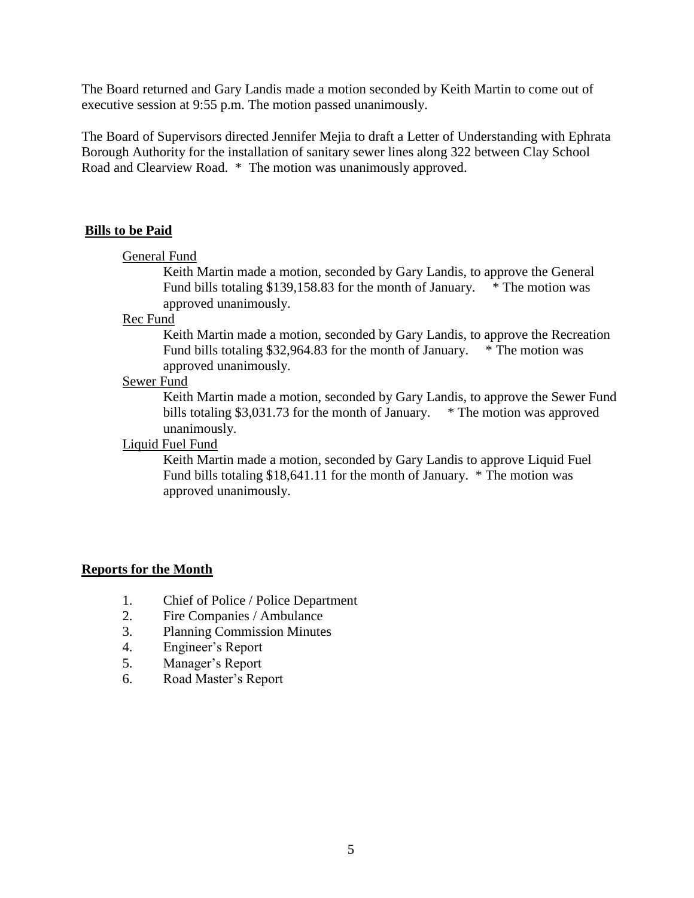The Board returned and Gary Landis made a motion seconded by Keith Martin to come out of executive session at 9:55 p.m. The motion passed unanimously.

The Board of Supervisors directed Jennifer Mejia to draft a Letter of Understanding with Ephrata Borough Authority for the installation of sanitary sewer lines along 322 between Clay School Road and Clearview Road. * The motion was unanimously approved.

## **Bills to be Paid**

General Fund

Keith Martin made a motion, seconded by Gary Landis, to approve the General Fund bills totaling $139,158.83 for the month of January. * The motion was approved unanimously.

Rec Fund

Keith Martin made a motion, seconded by Gary Landis, to approve the Recreation Fund bills totaling $32,964.83 for the month of January. * The motion was approved unanimously.

Sewer Fund

Keith Martin made a motion, seconded by Gary Landis, to approve the Sewer Fund bills totaling $3,031.73 for the month of January. * The motion was approved unanimously.

Liquid Fuel Fund

Keith Martin made a motion, seconded by Gary Landis to approve Liquid Fuel Fund bills totaling $18,641.11 for the month of January. * The motion was approved unanimously.

## **Reports for the Month**

1. Chief of Police / Police Department
2. Fire Companies / Ambulance
3. Planning Commission Minutes
4. Engineer's Report
5. Manager's Report
6. Road Master's Report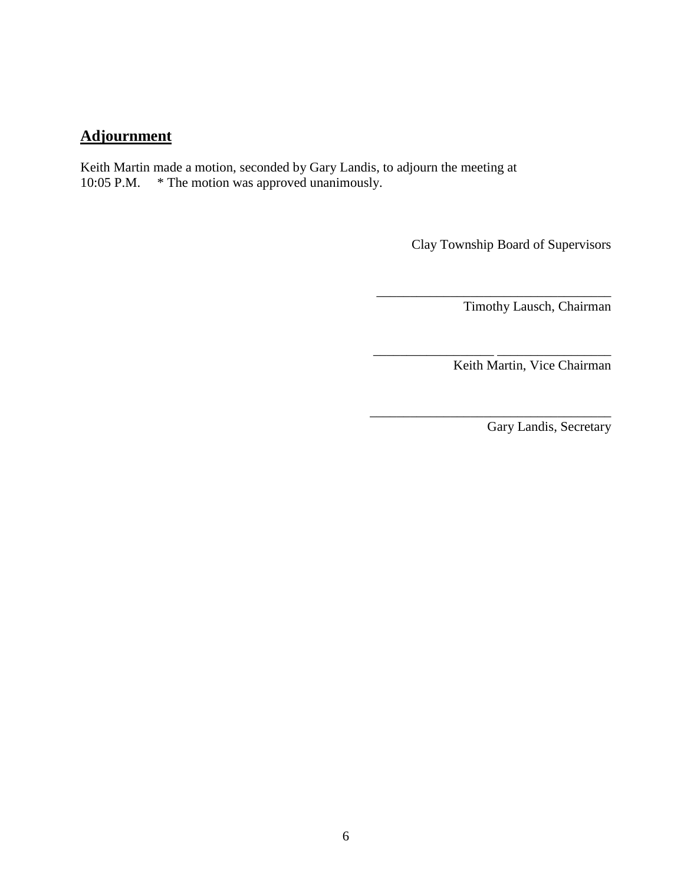## Adjournment

Keith Martin made a motion, seconded by Gary Landis, to adjourn the meeting at 10:05 P.M. * The motion was approved unanimously.

Clay Township Board of Supervisors

\_\_\_\_\_\_\_\_\_\_\_\_\_\_\_\_\_\_\_\_\_\_\_\_\_\_\_\_\_\_\_\_\_\_\_\_
Timothy Lausch, Chairman

\_\_\_\_\_\_\_\_\_\_\_\_\_\_\_\_\_\_\_\_\_\_\_\_\_\_\_\_\_\_\_\_\_\_\_\_
Keith Martin, Vice Chairman

\_\_\_\_\_\_\_\_\_\_\_\_\_\_\_\_\_\_\_\_\_\_\_\_\_\_\_\_\_\_\_\_\_\_\_\_
Gary Landis, Secretary